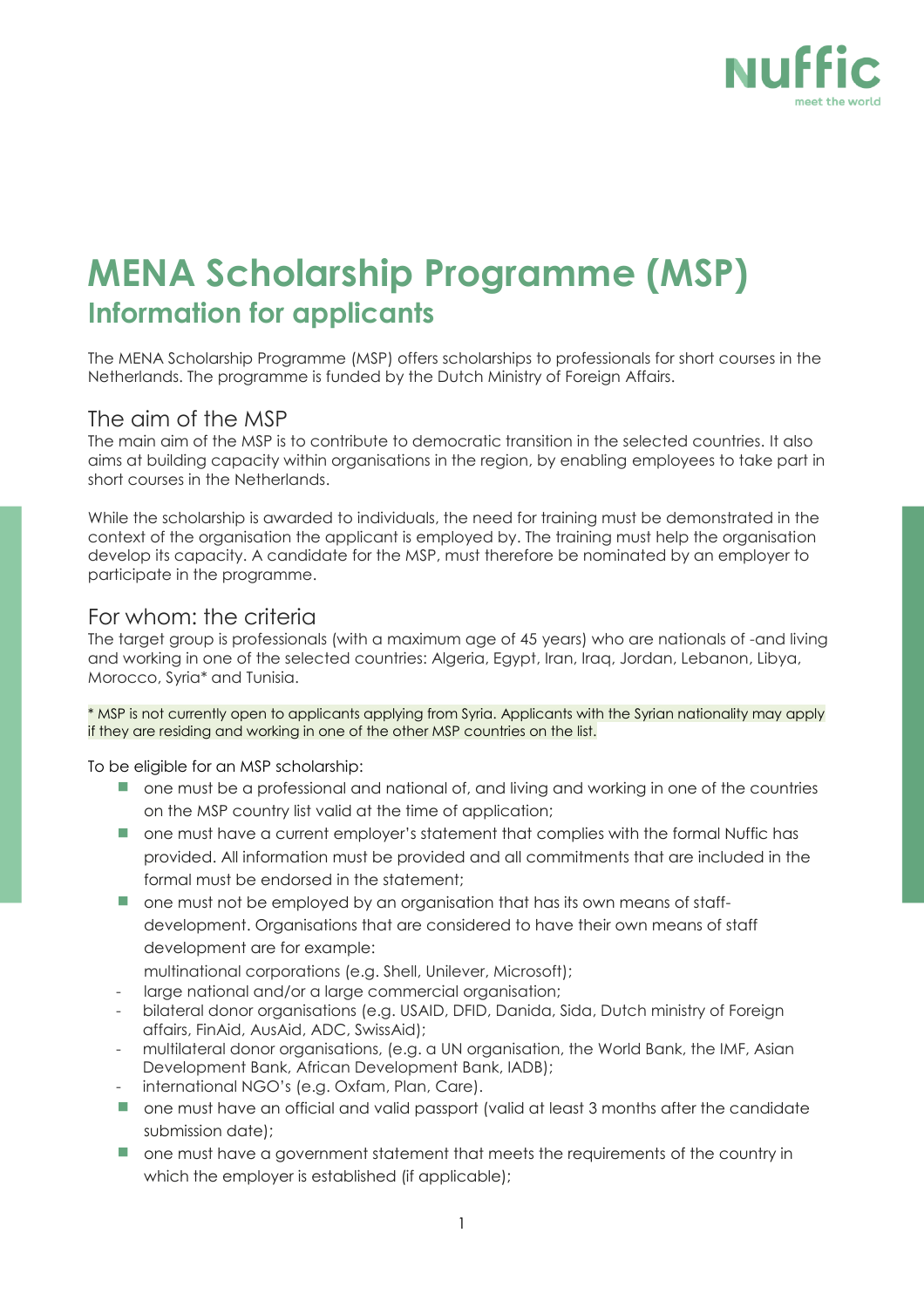# MENA Scholarship Programme (MSP)
## Information for applicants

The MENA Scholarship Programme (MSP) offers scholarships to professionals for short courses in the Netherlands. The programme is funded by the Dutch Ministry of Foreign Affairs.

### The aim of the MSP

The main aim of the MSP is to contribute to democratic transition in the selected countries. It also aims at building capacity within organisations in the region, by enabling employees to take part in short courses in the Netherlands.

While the scholarship is awarded to individuals, the need for training must be demonstrated in the context of the organisation the applicant is employed by. The training must help the organisation develop its capacity. A candidate for the MSP, must therefore be nominated by an employer to participate in the programme.

### For whom: the criteria

The target group is professionals (with a maximum age of 45 years) who are nationals of -and living and working in one of the selected countries: Algeria, Egypt, Iran, Iraq, Jordan, Lebanon, Libya, Morocco, Syria* and Tunisia.

* MSP is not currently open to applicants applying from Syria. Applicants with the Syrian nationality may apply if they are residing and working in one of the other MSP countries on the list.

To be eligible for an MSP scholarship:

- one must be a professional and national of, and living and working in one of the countries on the MSP country list valid at the time of application;
- one must have a current employer's statement that complies with the formal Nuffic has provided. All information must be provided and all commitments that are included in the formal must be endorsed in the statement;
- one must not be employed by an organisation that has its own means of staff-development. Organisations that are considered to have their own means of staff development are for example:
  multinational corporations (e.g. Shell, Unilever, Microsoft);
  - large national and/or a large commercial organisation;
  - bilateral donor organisations (e.g. USAID, DFID, Danida, Sida, Dutch ministry of Foreign affairs, FinAid, AusAid, ADC, SwissAid);
  - multilateral donor organisations, (e.g. a UN organisation, the World Bank, the IMF, Asian Development Bank, African Development Bank, IADB);
  - international NGO's (e.g. Oxfam, Plan, Care).
- one must have an official and valid passport (valid at least 3 months after the candidate submission date);
- one must have a government statement that meets the requirements of the country in which the employer is established (if applicable);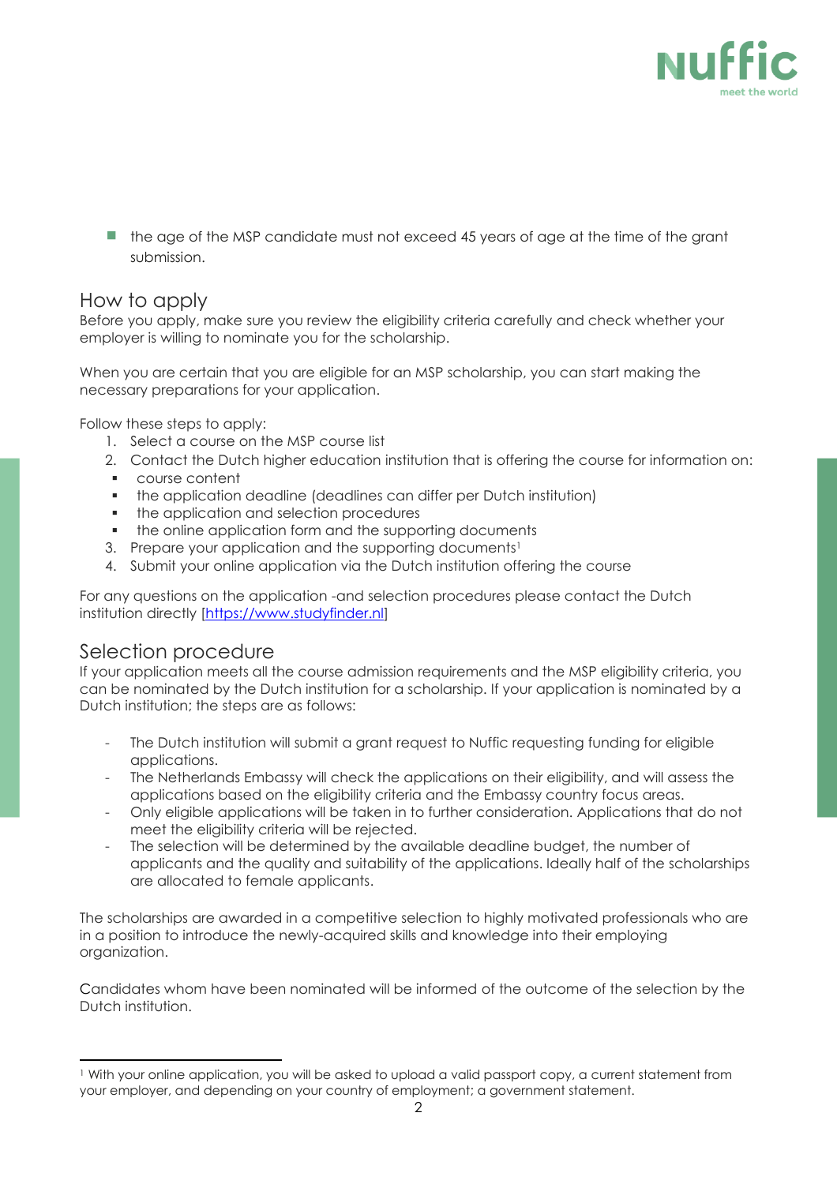- the age of the MSP candidate must not exceed 45 years of age at the time of the grant submission.

## How to apply

Before you apply, make sure you review the eligibility criteria carefully and check whether your employer is willing to nominate you for the scholarship.

When you are certain that you are eligible for an MSP scholarship, you can start making the necessary preparations for your application.

Follow these steps to apply:

1. Select a course on the MSP course list
2. Contact the Dutch higher education institution that is offering the course for information on:
   - course content
   - the application deadline (deadlines can differ per Dutch institution)
   - the application and selection procedures
   - the online application form and the supporting documents
3. Prepare your application and the supporting documents[1]
4. Submit your online application via the Dutch institution offering the course

For any questions on the application -and selection procedures please contact the Dutch institution directly [https://www.studyfinder.nl]

## Selection procedure

If your application meets all the course admission requirements and the MSP eligibility criteria, you can be nominated by the Dutch institution for a scholarship. If your application is nominated by a Dutch institution; the steps are as follows:

- The Dutch institution will submit a grant request to Nuffic requesting funding for eligible applications.
- The Netherlands Embassy will check the applications on their eligibility, and will assess the applications based on the eligibility criteria and the Embassy country focus areas.
- Only eligible applications will be taken in to further consideration. Applications that do not meet the eligibility criteria will be rejected.
- The selection will be determined by the available deadline budget, the number of applicants and the quality and suitability of the applications. Ideally half of the scholarships are allocated to female applicants.

The scholarships are awarded in a competitive selection to highly motivated professionals who are in a position to introduce the newly-acquired skills and knowledge into their employing organization.

Candidates whom have been nominated will be informed of the outcome of the selection by the Dutch institution.

---

[1] With your online application, you will be asked to upload a valid passport copy, a current statement from your employer, and depending on your country of employment; a government statement.